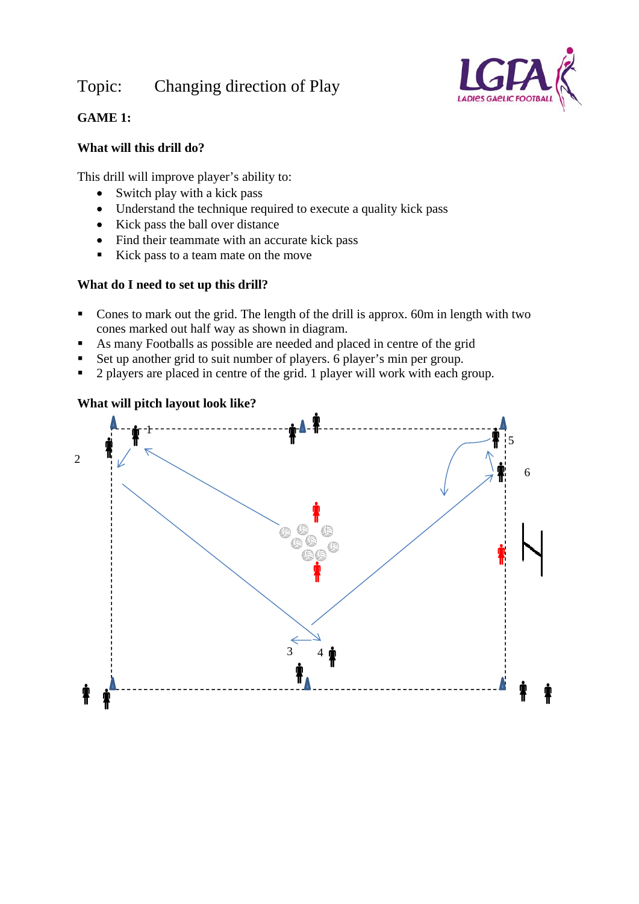Topic: Changing direction of Play

**GAME 1:**

**What will this drill do?**

This drill will improve player's ability to:

- Switch play with a kick pass
- Understand the technique required to execute a quality kick pass
- Kick pass the ball over distance
- Find their teammate with an accurate kick pass
- Kick pass to a team mate on the move

**What do I need to set up this drill?**

- Cones to mark out the grid. The length of the drill is approx. 60m in length with two cones marked out half way as shown in diagram.
- As many Footballs as possible are needed and placed in centre of the grid
- Set up another grid to suit number of players. 6 player's min per group.
- 2 players are placed in centre of the grid. 1 player will work with each group.

**What will pitch layout look like?**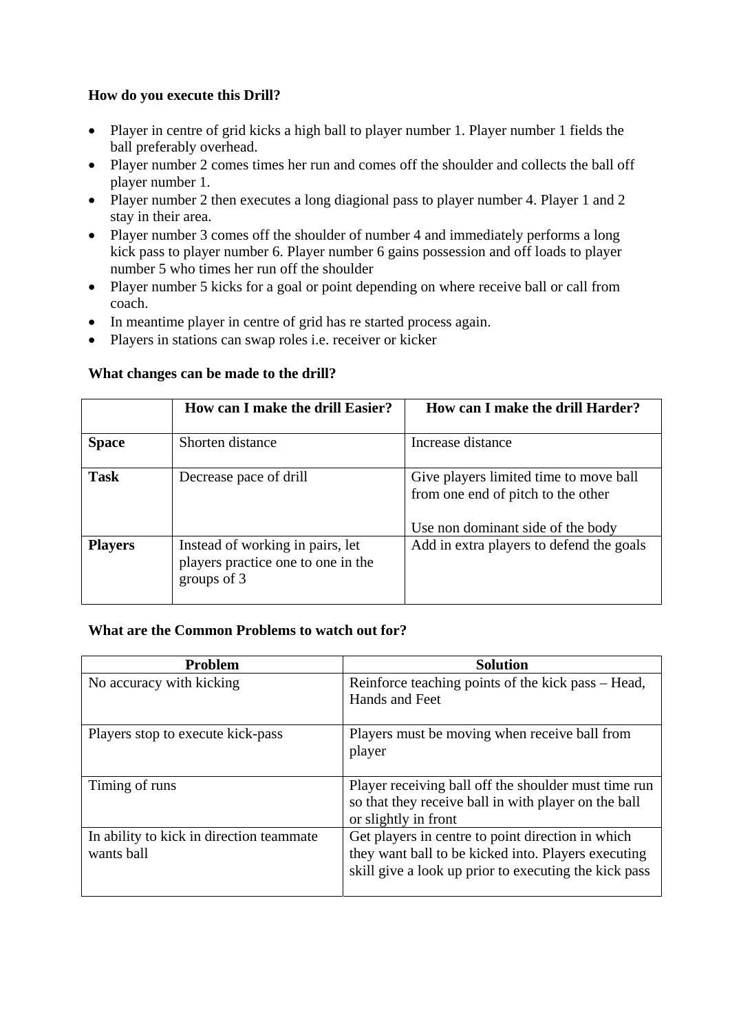**How do you execute this Drill?**

- Player in centre of grid kicks a high ball to player number 1. Player number 1 fields the ball preferably overhead.
- Player number 2 comes times her run and comes off the shoulder and collects the ball off player number 1.
- Player number 2 then executes a long diagional pass to player number 4. Player 1 and 2 stay in their area.
- Player number 3 comes off the shoulder of number 4 and immediately performs a long kick pass to player number 6. Player number 6 gains possession and off loads to player number 5 who times her run off the shoulder
- Player number 5 kicks for a goal or point depending on where receive ball or call from coach.
- In meantime player in centre of grid has re started process again.
- Players in stations can swap roles i.e. receiver or kicker

**What changes can be made to the drill?**

| | How can I make the drill Easier? | How can I make the drill Harder? |
|---|---|---|
| **Space** | Shorten distance | Increase distance |
| **Task** | Decrease pace of drill | Give players limited time to move ball from one end of pitch to the other<br><br>Use non dominant side of the body |
| **Players** | Instead of working in pairs, let players practice one to one in the groups of 3 | Add in extra players to defend the goals |

**What are the Common Problems to watch out for?**

| Problem | Solution |
|---|---|
| No accuracy with kicking | Reinforce teaching points of the kick pass – Head, Hands and Feet |
| Players stop to execute kick-pass | Players must be moving when receive ball from player |
| Timing of runs | Player receiving ball off the shoulder must time run so that they receive ball in with player on the ball or slightly in front |
| In ability to kick in direction teammate wants ball | Get players in centre to point direction in which they want ball to be kicked into. Players executing skill give a look up prior to executing the kick pass |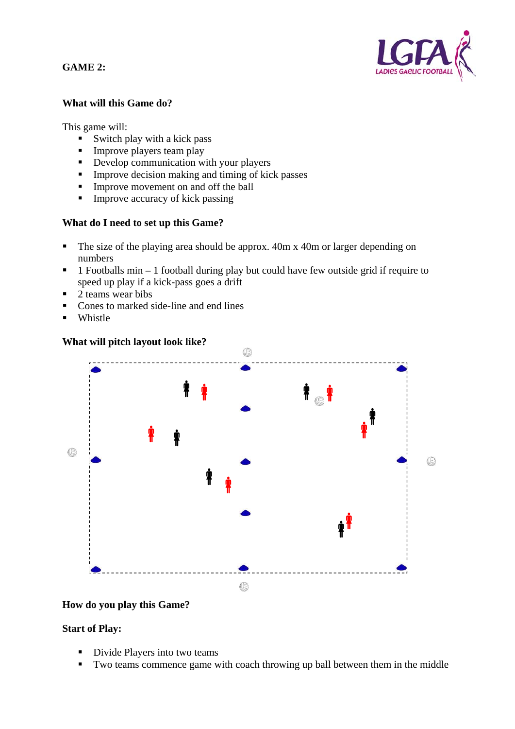**GAME 2:**

**What will this Game do?**

This game will:

- Switch play with a kick pass
- Improve players team play
- Develop communication with your players
- Improve decision making and timing of kick passes
- Improve movement on and off the ball
- Improve accuracy of kick passing

**What do I need to set up this Game?**

- The size of the playing area should be approx. 40m x 40m or larger depending on numbers
- 1 Footballs min – 1 football during play but could have few outside grid if require to speed up play if a kick-pass goes a drift
- 2 teams wear bibs
- Cones to marked side-line and end lines
- Whistle

**What will pitch layout look like?**

**How do you play this Game?**

**Start of Play:**

- Divide Players into two teams
- Two teams commence game with coach throwing up ball between them in the middle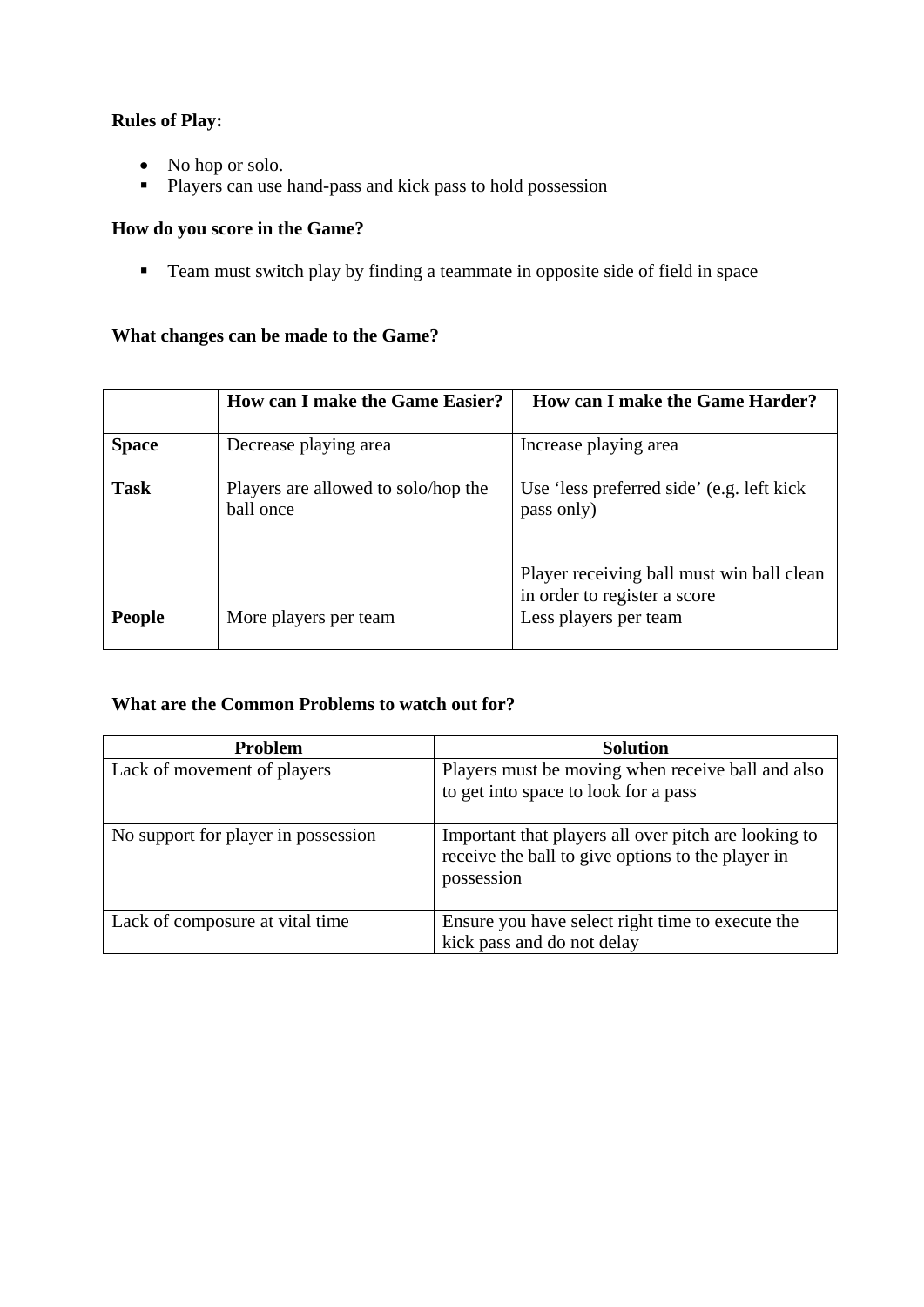**Rules of Play:**

- No hop or solo.
- Players can use hand-pass and kick pass to hold possession

**How do you score in the Game?**

- Team must switch play by finding a teammate in opposite side of field in space

**What changes can be made to the Game?**

| | How can I make the Game Easier? | How can I make the Game Harder? |
|---|---|---|
| **Space** | Decrease playing area | Increase playing area |
| **Task** | Players are allowed to solo/hop the ball once | Use 'less preferred side' (e.g. left kick pass only)<br><br>Player receiving ball must win ball clean in order to register a score |
| **People** | More players per team | Less players per team |

**What are the Common Problems to watch out for?**

| Problem | Solution |
|---|---|
| Lack of movement of players | Players must be moving when receive ball and also to get into space to look for a pass |
| No support for player in possession | Important that players all over pitch are looking to receive the ball to give options to the player in possession |
| Lack of composure at vital time | Ensure you have select right time to execute the kick pass and do not delay |